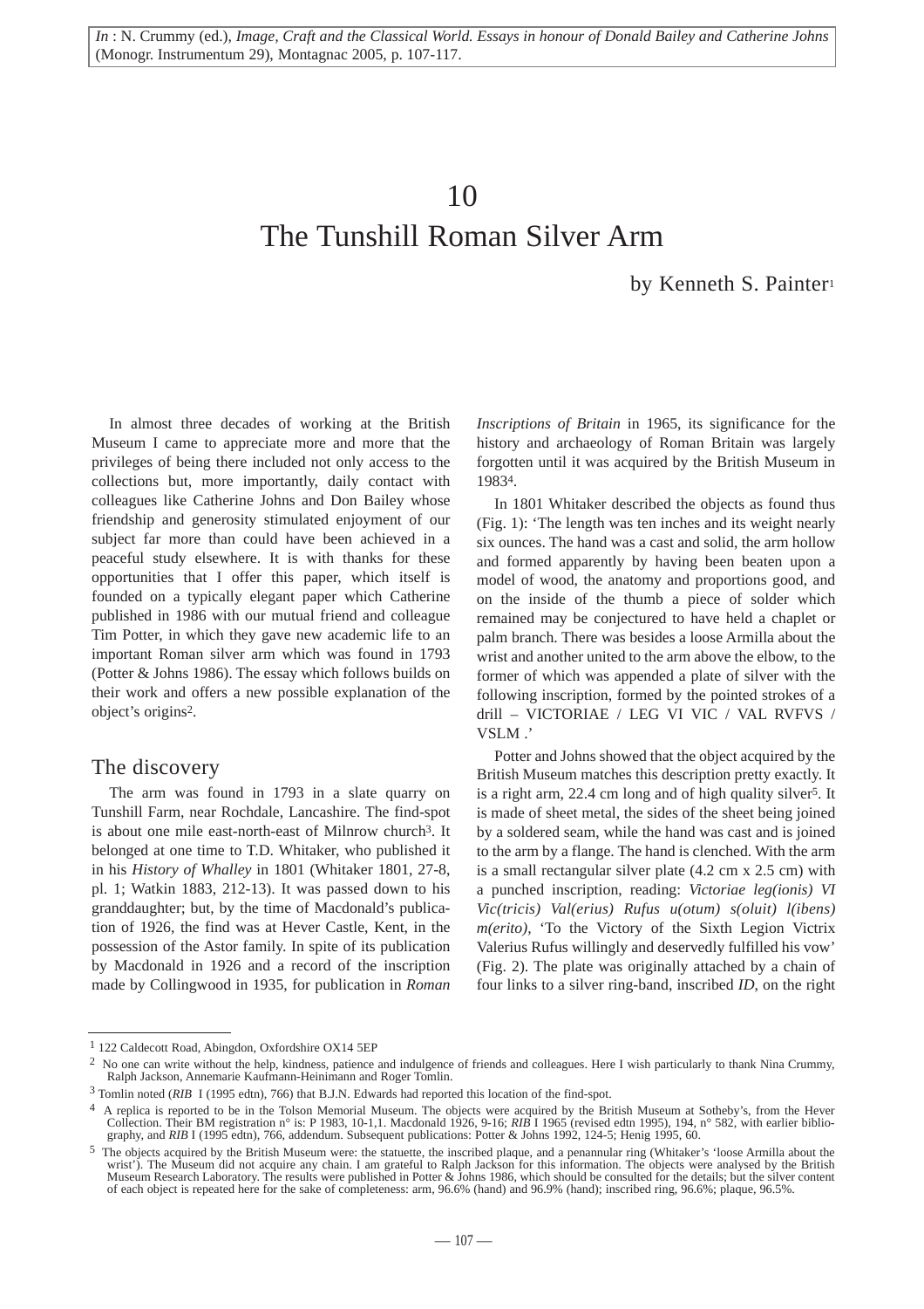*In* : N. Crummy (ed.), *Image, Craft and the Classical World. Essays in honour of Donald Bailey and Catherine Johns* (Monogr. Instrumentum 29), Montagnac 2005, p. 107-117.

# 10
# The Tunshill Roman Silver Arm

by Kenneth S. Painter[1]

In almost three decades of working at the British Museum I came to appreciate more and more that the privileges of being there included not only access to the collections but, more importantly, daily contact with colleagues like Catherine Johns and Don Bailey whose friendship and generosity stimulated enjoyment of our subject far more than could have been achieved in a peaceful study elsewhere. It is with thanks for these opportunities that I offer this paper, which itself is founded on a typically elegant paper which Catherine published in 1986 with our mutual friend and colleague Tim Potter, in which they gave new academic life to an important Roman silver arm which was found in 1793 (Potter & Johns 1986). The essay which follows builds on their work and offers a new possible explanation of the object's origins[2].

## The discovery

The arm was found in 1793 in a slate quarry on Tunshill Farm, near Rochdale, Lancashire. The find-spot is about one mile east-north-east of Milnrow church[3]. It belonged at one time to T.D. Whitaker, who published it in his *History of Whalley* in 1801 (Whitaker 1801, 27-8, pl. 1; Watkin 1883, 212-13). It was passed down to his granddaughter; but, by the time of Macdonald's publication of 1926, the find was at Hever Castle, Kent, in the possession of the Astor family. In spite of its publication by Macdonald in 1926 and a record of the inscription made by Collingwood in 1935, for publication in *Roman Inscriptions of Britain* in 1965, its significance for the history and archaeology of Roman Britain was largely forgotten until it was acquired by the British Museum in 1983[4].

In 1801 Whitaker described the objects as found thus (Fig. 1): 'The length was ten inches and its weight nearly six ounces. The hand was a cast and solid, the arm hollow and formed apparently by having been beaten upon a model of wood, the anatomy and proportions good, and on the inside of the thumb a piece of solder which remained may be conjectured to have held a chaplet or palm branch. There was besides a loose Armilla about the wrist and another united to the arm above the elbow, to the former of which was appended a plate of silver with the following inscription, formed by the pointed strokes of a drill – VICTORIAE / LEG VI VIC / VAL RVFVS / VSLM .'

Potter and Johns showed that the object acquired by the British Museum matches this description pretty exactly. It is a right arm, 22.4 cm long and of high quality silver[5]. It is made of sheet metal, the sides of the sheet being joined by a soldered seam, while the hand was cast and is joined to the arm by a flange. The hand is clenched. With the arm is a small rectangular silver plate (4.2 cm x 2.5 cm) with a punched inscription, reading: *Victoriae leg(ionis) VI Vic(tricis) Val(erius) Rufus u(otum) s(oluit) l(ibens) m(erito),* 'To the Victory of the Sixth Legion Victrix Valerius Rufus willingly and deservedly fulfilled his vow' (Fig. 2). The plate was originally attached by a chain of four links to a silver ring-band, inscribed *ID*, on the right

---

[1] 122 Caldecott Road, Abingdon, Oxfordshire OX14 5EP

[2] No one can write without the help, kindness, patience and indulgence of friends and colleagues. Here I wish particularly to thank Nina Crummy, Ralph Jackson, Annemarie Kaufmann-Heinimann and Roger Tomlin.

[3] Tomlin noted (*RIB* I (1995 edtn), 766) that B.J.N. Edwards had reported this location of the find-spot.

[4] A replica is reported to be in the Tolson Memorial Museum. The objects were acquired by the British Museum at Sotheby's, from the Hever Collection. Their BM registration n° is: P 1983, 10-1,1. Macdonald 1926, 9-16; *RIB* I 1965 (revised edtn 1995), 194, n° 582, with earlier bibliography, and *RIB* I (1995 edtn), 766, addendum. Subsequent publications: Potter & Johns 1992, 124-5; Henig 1995, 60.

[5] The objects acquired by the British Museum were: the statuette, the inscribed plaque, and a penannular ring (Whitaker's 'loose Armilla about the wrist'). The Museum did not acquire any chain. I am grateful to Ralph Jackson for this information. The objects were analysed by the British Museum Research Laboratory. The results were published in Potter & Johns 1986, which should be consulted for the details; but the silver content of each object is repeated here for the sake of completeness: arm, 96.6% (hand) and 96.9% (hand); inscribed ring, 96.6%; plaque, 96.5%.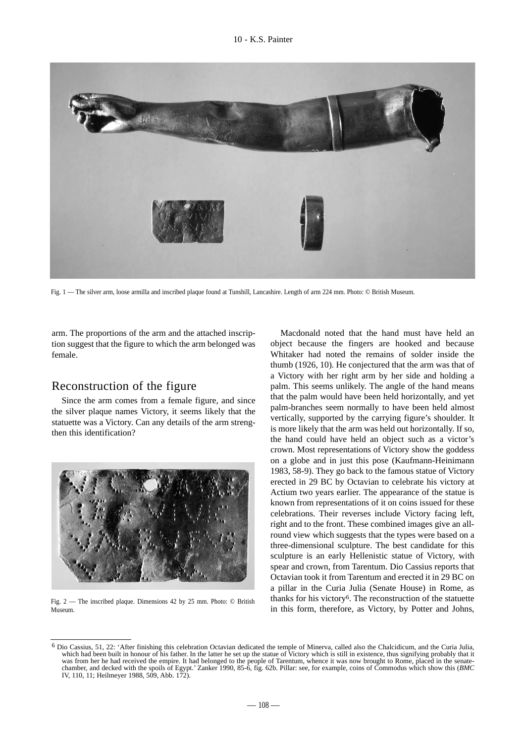Fig. 1 — The silver arm, loose armilla and inscribed plaque found at Tunshill, Lancashire. Length of arm 224 mm. Photo: © British Museum.

arm. The proportions of the arm and the attached inscription suggest that the figure to which the arm belonged was female.

## Reconstruction of the figure

Since the arm comes from a female figure, and since the silver plaque names Victory, it seems likely that the statuette was a Victory. Can any details of the arm strengthen this identification?

Fig. 2 — The inscribed plaque. Dimensions 42 by 25 mm. Photo: © British Museum.

Macdonald noted that the hand must have held an object because the fingers are hooked and because Whitaker had noted the remains of solder inside the thumb (1926, 10). He conjectured that the arm was that of a Victory with her right arm by her side and holding a palm. This seems unlikely. The angle of the hand means that the palm would have been held horizontally, and yet palm-branches seem normally to have been held almost vertically, supported by the carrying figure's shoulder. It is more likely that the arm was held out horizontally. If so, the hand could have held an object such as a victor's crown. Most representations of Victory show the goddess on a globe and in just this pose (Kaufmann-Heinimann 1983, 58-9). They go back to the famous statue of Victory erected in 29 BC by Octavian to celebrate his victory at Actium two years earlier. The appearance of the statue is known from representations of it on coins issued for these celebrations. Their reverses include Victory facing left, right and to the front. These combined images give an all-round view which suggests that the types were based on a three-dimensional sculpture. The best candidate for this sculpture is an early Hellenistic statue of Victory, with spear and crown, from Tarentum. Dio Cassius reports that Octavian took it from Tarentum and erected it in 29 BC on a pillar in the Curia Julia (Senate House) in Rome, as thanks for his victory[6]. The reconstruction of the statuette in this form, therefore, as Victory, by Potter and Johns,

[6] Dio Cassius, 51, 22: 'After finishing this celebration Octavian dedicated the temple of Minerva, called also the Chalcidicum, and the Curia Julia, which had been built in honour of his father. In the latter he set up the statue of Victory which is still in existence, thus signifying probably that it was from her he had received the empire. It had belonged to the people of Tarentum, whence it was now brought to Rome, placed in the senate-chamber, and decked with the spoils of Egypt.' Zanker 1990, 85-6, fig. 62b. Pillar: see, for example, coins of Commodus which show this (*BMC* IV, 110, 11; Heilmeyer 1988, 509, Abb. 172).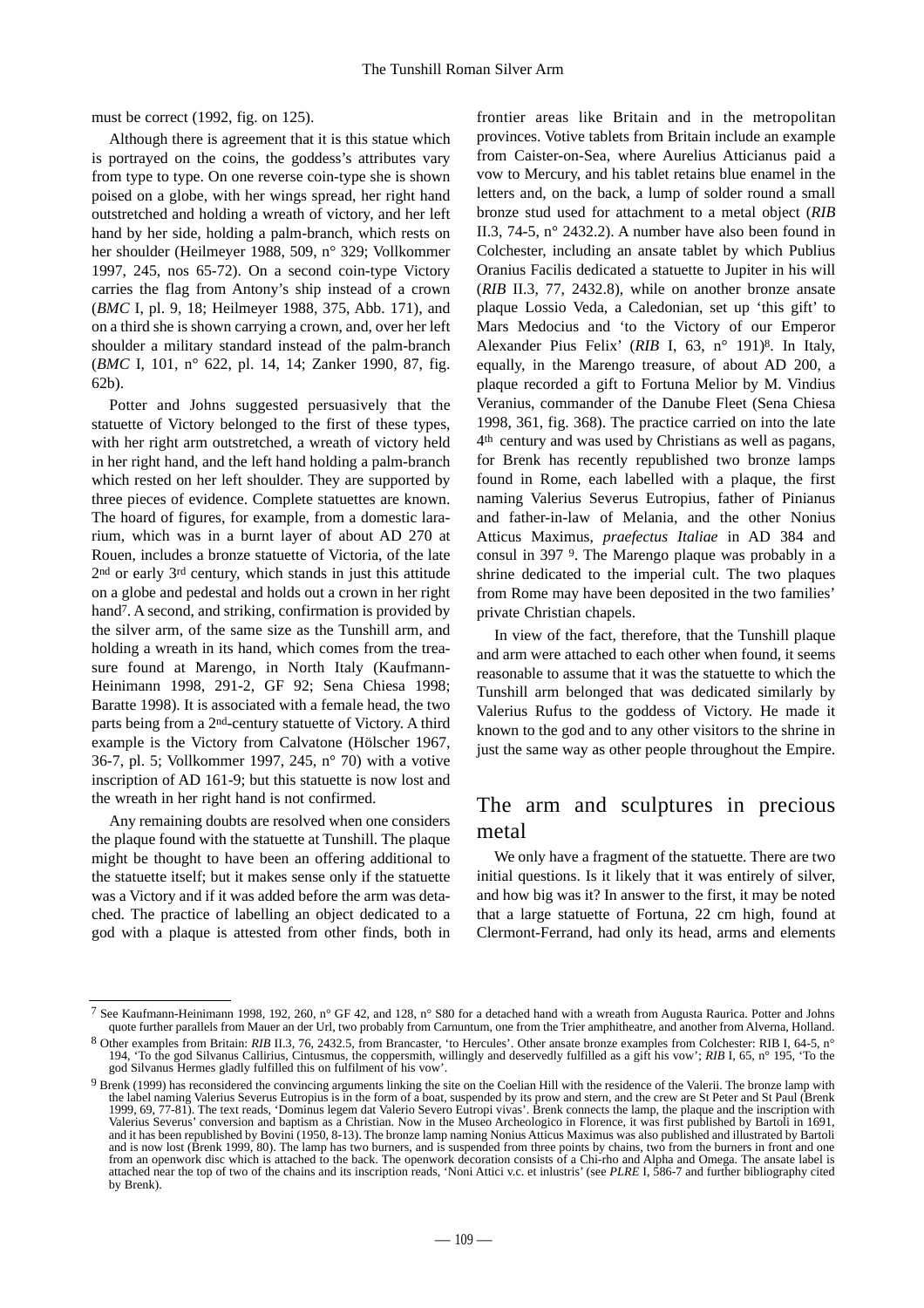must be correct (1992, fig. on 125).

Although there is agreement that it is this statue which is portrayed on the coins, the goddess's attributes vary from type to type. On one reverse coin-type she is shown poised on a globe, with her wings spread, her right hand outstretched and holding a wreath of victory, and her left hand by her side, holding a palm-branch, which rests on her shoulder (Heilmeyer 1988, 509, n° 329; Vollkommer 1997, 245, nos 65-72). On a second coin-type Victory carries the flag from Antony's ship instead of a crown (*BMC* I, pl. 9, 18; Heilmeyer 1988, 375, Abb. 171), and on a third she is shown carrying a crown, and, over her left shoulder a military standard instead of the palm-branch (*BMC* I, 101, n° 622, pl. 14, 14; Zanker 1990, 87, fig. 62b).

Potter and Johns suggested persuasively that the statuette of Victory belonged to the first of these types, with her right arm outstretched, a wreath of victory held in her right hand, and the left hand holding a palm-branch which rested on her left shoulder. They are supported by three pieces of evidence. Complete statuettes are known. The hoard of figures, for example, from a domestic lararium, which was in a burnt layer of about AD 270 at Rouen, includes a bronze statuette of Victoria, of the late 2nd or early 3rd century, which stands in just this attitude on a globe and pedestal and holds out a crown in her right hand[7]. A second, and striking, confirmation is provided by the silver arm, of the same size as the Tunshill arm, and holding a wreath in its hand, which comes from the treasure found at Marengo, in North Italy (Kaufmann-Heinimann 1998, 291-2, GF 92; Sena Chiesa 1998; Baratte 1998). It is associated with a female head, the two parts being from a 2nd-century statuette of Victory. A third example is the Victory from Calvatone (Hölscher 1967, 36-7, pl. 5; Vollkommer 1997, 245, n° 70) with a votive inscription of AD 161-9; but this statuette is now lost and the wreath in her right hand is not confirmed.

Any remaining doubts are resolved when one considers the plaque found with the statuette at Tunshill. The plaque might be thought to have been an offering additional to the statuette itself; but it makes sense only if the statuette was a Victory and if it was added before the arm was detached. The practice of labelling an object dedicated to a god with a plaque is attested from other finds, both in frontier areas like Britain and in the metropolitan provinces. Votive tablets from Britain include an example from Caister-on-Sea, where Aurelius Atticianus paid a vow to Mercury, and his tablet retains blue enamel in the letters and, on the back, a lump of solder round a small bronze stud used for attachment to a metal object (*RIB* II.3, 74-5, n° 2432.2). A number have also been found in Colchester, including an ansate tablet by which Publius Oranius Facilis dedicated a statuette to Jupiter in his will (*RIB* II.3, 77, 2432.8), while on another bronze ansate plaque Lossio Veda, a Caledonian, set up 'this gift' to Mars Medocius and 'to the Victory of our Emperor Alexander Pius Felix' (*RIB* I, 63, n° 191)[8]. In Italy, equally, in the Marengo treasure, of about AD 200, a plaque recorded a gift to Fortuna Melior by M. Vindius Veranius, commander of the Danube Fleet (Sena Chiesa 1998, 361, fig. 368). The practice carried on into the late 4th century and was used by Christians as well as pagans, for Brenk has recently republished two bronze lamps found in Rome, each labelled with a plaque, the first naming Valerius Severus Eutropius, father of Pinianus and father-in-law of Melania, and the other Nonius Atticus Maximus, *praefectus Italiae* in AD 384 and consul in 397 [9]. The Marengo plaque was probably in a shrine dedicated to the imperial cult. The two plaques from Rome may have been deposited in the two families' private Christian chapels.

In view of the fact, therefore, that the Tunshill plaque and arm were attached to each other when found, it seems reasonable to assume that it was the statuette to which the Tunshill arm belonged that was dedicated similarly by Valerius Rufus to the goddess of Victory. He made it known to the god and to any other visitors to the shrine in just the same way as other people throughout the Empire.

## The arm and sculptures in precious metal

We only have a fragment of the statuette. There are two initial questions. Is it likely that it was entirely of silver, and how big was it? In answer to the first, it may be noted that a large statuette of Fortuna, 22 cm high, found at Clermont-Ferrand, had only its head, arms and elements

---

[7] See Kaufmann-Heinimann 1998, 192, 260, n° GF 42, and 128, n° S80 for a detached hand with a wreath from Augusta Raurica. Potter and Johns quote further parallels from Mauer an der Url, two probably from Carnuntum, one from the Trier amphitheatre, and another from Alverna, Holland.

[8] Other examples from Britain: *RIB* II.3, 76, 2432.5, from Brancaster, 'to Hercules'. Other ansate bronze examples from Colchester: RIB I, 64-5, n° 194, 'To the god Silvanus Callirius, Cintusmus, the coppersmith, willingly and deservedly fulfilled as a gift his vow'; *RIB* I, 65, n° 195, 'To the god Silvanus Hermes gladly fulfilled this on fulfilment of his vow'.

[9] Brenk (1999) has reconsidered the convincing arguments linking the site on the Coelian Hill with the residence of the Valerii. The bronze lamp with the label naming Valerius Severus Eutropius is in the form of a boat, suspended by its prow and stern, and the crew are St Peter and St Paul (Brenk 1999, 69, 77-81). The text reads, 'Dominus legem dat Valerio Severo Eutropi vivas'. Brenk connects the lamp, the plaque and the inscription with Valerius Severus' conversion and baptism as a Christian. Now in the Museo Archeologico in Florence, it was first published by Bartoli in 1691, and it has been republished by Bovini (1950, 8-13). The bronze lamp naming Nonius Atticus Maximus was also published and illustrated by Bartoli and is now lost (Brenk 1999, 80). The lamp has two burners, and is suspended from three points by chains, two from the burners in front and one from an openwork disc which is attached to the back. The openwork decoration consists of a Chi-rho and Alpha and Omega. The ansate label is attached near the top of two of the chains and its inscription reads, 'Noni Attici v.c. et inlustris' (see *PLRE* I, 586-7 and further bibliography cited by Brenk).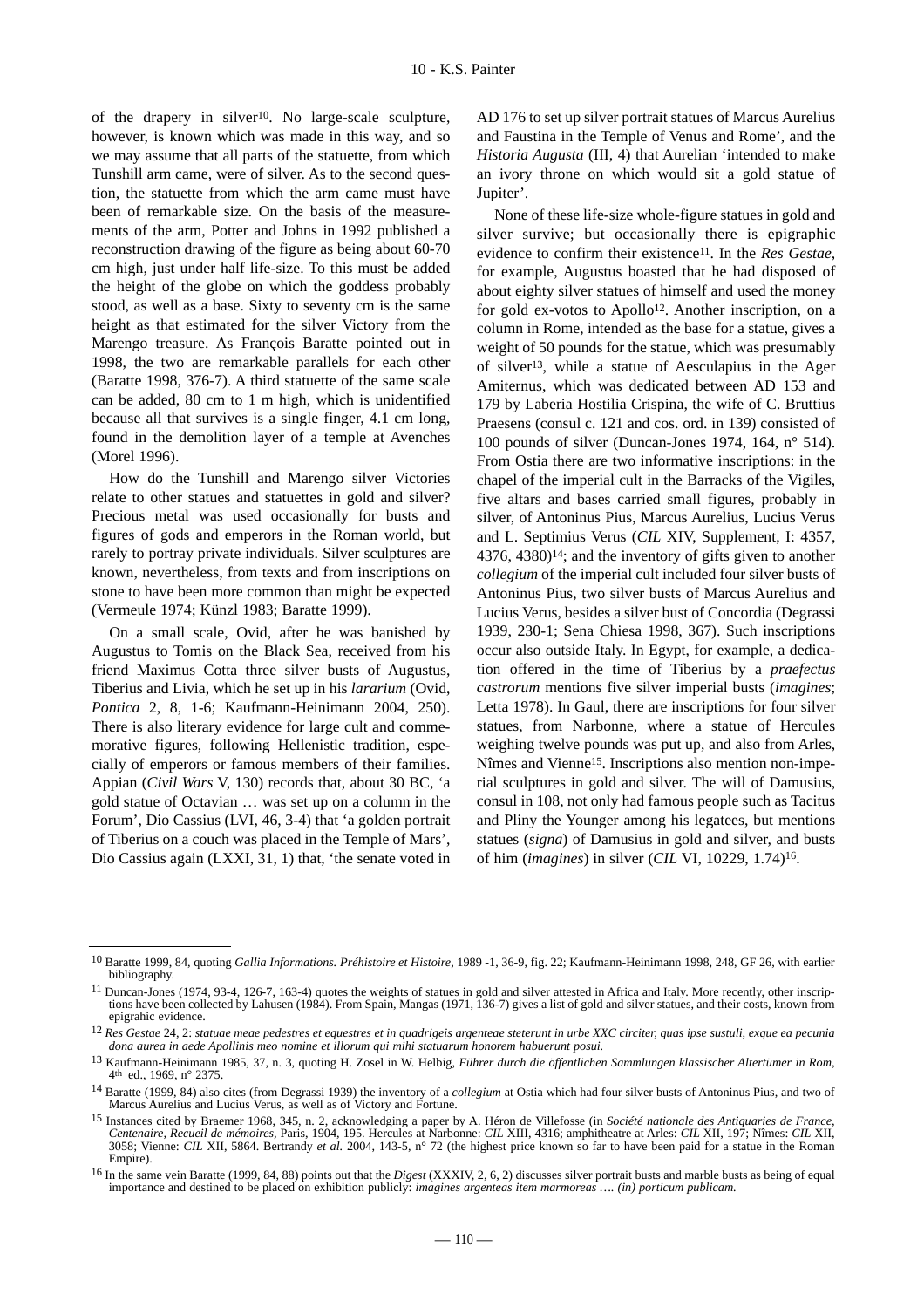of the drapery in silver[10]. No large-scale sculpture, however, is known which was made in this way, and so we may assume that all parts of the statuette, from which Tunshill arm came, were of silver. As to the second question, the statuette from which the arm came must have been of remarkable size. On the basis of the measurements of the arm, Potter and Johns in 1992 published a reconstruction drawing of the figure as being about 60-70 cm high, just under half life-size. To this must be added the height of the globe on which the goddess probably stood, as well as a base. Sixty to seventy cm is the same height as that estimated for the silver Victory from the Marengo treasure. As François Baratte pointed out in 1998, the two are remarkable parallels for each other (Baratte 1998, 376-7). A third statuette of the same scale can be added, 80 cm to 1 m high, which is unidentified because all that survives is a single finger, 4.1 cm long, found in the demolition layer of a temple at Avenches (Morel 1996).

How do the Tunshill and Marengo silver Victories relate to other statues and statuettes in gold and silver? Precious metal was used occasionally for busts and figures of gods and emperors in the Roman world, but rarely to portray private individuals. Silver sculptures are known, nevertheless, from texts and from inscriptions on stone to have been more common than might be expected (Vermeule 1974; Künzl 1983; Baratte 1999).

On a small scale, Ovid, after he was banished by Augustus to Tomis on the Black Sea, received from his friend Maximus Cotta three silver busts of Augustus, Tiberius and Livia, which he set up in his *lararium* (Ovid, *Pontica* 2, 8, 1-6; Kaufmann-Heinimann 2004, 250). There is also literary evidence for large cult and commemorative figures, following Hellenistic tradition, especially of emperors or famous members of their families. Appian (*Civil Wars* V, 130) records that, about 30 BC, 'a gold statue of Octavian … was set up on a column in the Forum', Dio Cassius (LVI, 46, 3-4) that 'a golden portrait of Tiberius on a couch was placed in the Temple of Mars', Dio Cassius again (LXXI, 31, 1) that, 'the senate voted in AD 176 to set up silver portrait statues of Marcus Aurelius and Faustina in the Temple of Venus and Rome', and the *Historia Augusta* (III, 4) that Aurelian 'intended to make an ivory throne on which would sit a gold statue of Jupiter'.

None of these life-size whole-figure statues in gold and silver survive; but occasionally there is epigraphic evidence to confirm their existence[11]. In the *Res Gestae*, for example, Augustus boasted that he had disposed of about eighty silver statues of himself and used the money for gold ex-votos to Apollo[12]. Another inscription, on a column in Rome, intended as the base for a statue, gives a weight of 50 pounds for the statue, which was presumably of silver[13], while a statue of Aesculapius in the Ager Amiternus, which was dedicated between AD 153 and 179 by Laberia Hostilia Crispina, the wife of C. Bruttius Praesens (consul c. 121 and cos. ord. in 139) consisted of 100 pounds of silver (Duncan-Jones 1974, 164, n° 514). From Ostia there are two informative inscriptions: in the chapel of the imperial cult in the Barracks of the Vigiles, five altars and bases carried small figures, probably in silver, of Antoninus Pius, Marcus Aurelius, Lucius Verus and L. Septimius Verus (*CIL* XIV, Supplement, I: 4357, 4376, 4380)[14]; and the inventory of gifts given to another *collegium* of the imperial cult included four silver busts of Antoninus Pius, two silver busts of Marcus Aurelius and Lucius Verus, besides a silver bust of Concordia (Degrassi 1939, 230-1; Sena Chiesa 1998, 367). Such inscriptions occur also outside Italy. In Egypt, for example, a dedication offered in the time of Tiberius by a *praefectus castrorum* mentions five silver imperial busts (*imagines*; Letta 1978). In Gaul, there are inscriptions for four silver statues, from Narbonne, where a statue of Hercules weighing twelve pounds was put up, and also from Arles, Nîmes and Vienne[15]. Inscriptions also mention non-imperial sculptures in gold and silver. The will of Damusius, consul in 108, not only had famous people such as Tacitus and Pliny the Younger among his legatees, but mentions statues (*signa*) of Damusius in gold and silver, and busts of him (*imagines*) in silver (*CIL* VI, 10229, 1.74)[16].

---

[10] Baratte 1999, 84, quoting *Gallia Informations. Préhistoire et Histoire*, 1989 -1, 36-9, fig. 22; Kaufmann-Heinimann 1998, 248, GF 26, with earlier bibliography.

[11] Duncan-Jones (1974, 93-4, 126-7, 163-4) quotes the weights of statues in gold and silver attested in Africa and Italy. More recently, other inscriptions have been collected by Lahusen (1984). From Spain, Mangas (1971, 136-7) gives a list of gold and silver statues, and their costs, known from epigrahic evidence.

[12] *Res Gestae* 24, 2: *statuae meae pedestres et equestres et in quadrigeis argenteae steterunt in urbe XXC circiter, quas ipse sustuli, exque ea pecunia dona aurea in aede Apollinis meo nomine et illorum qui mihi statuarum honorem habuerunt posui.*

[13] Kaufmann-Heinimann 1985, 37, n. 3, quoting H. Zosel in W. Helbig, *Führer durch die öffentlichen Sammlungen klassischer Altertümer in Rom*, 4th ed., 1969, n° 2375.

[14] Baratte (1999, 84) also cites (from Degrassi 1939) the inventory of a *collegium* at Ostia which had four silver busts of Antoninus Pius, and two of Marcus Aurelius and Lucius Verus, as well as of Victory and Fortune.

[15] Instances cited by Braemer 1968, 345, n. 2, acknowledging a paper by A. Héron de Villefosse (in *Société nationale des Antiquaries de France, Centenaire, Recueil de mémoires*, Paris, 1904, 195. Hercules at Narbonne: *CIL* XIII, 4316; amphitheatre at Arles: *CIL* XII, 197; Nîmes: *CIL* XII, 3058; Vienne: *CIL* XII, 5864. Bertrandy *et al.* 2004, 143-5, n° 72 (the highest price known so far to have been paid for a statue in the Roman Empire).

[16] In the same vein Baratte (1999, 84, 88) points out that the *Digest* (XXXIV, 2, 6, 2) discusses silver portrait busts and marble busts as being of equal importance and destined to be placed on exhibition publicly: *imagines argenteas item marmoreas …. (in) porticum publicam.*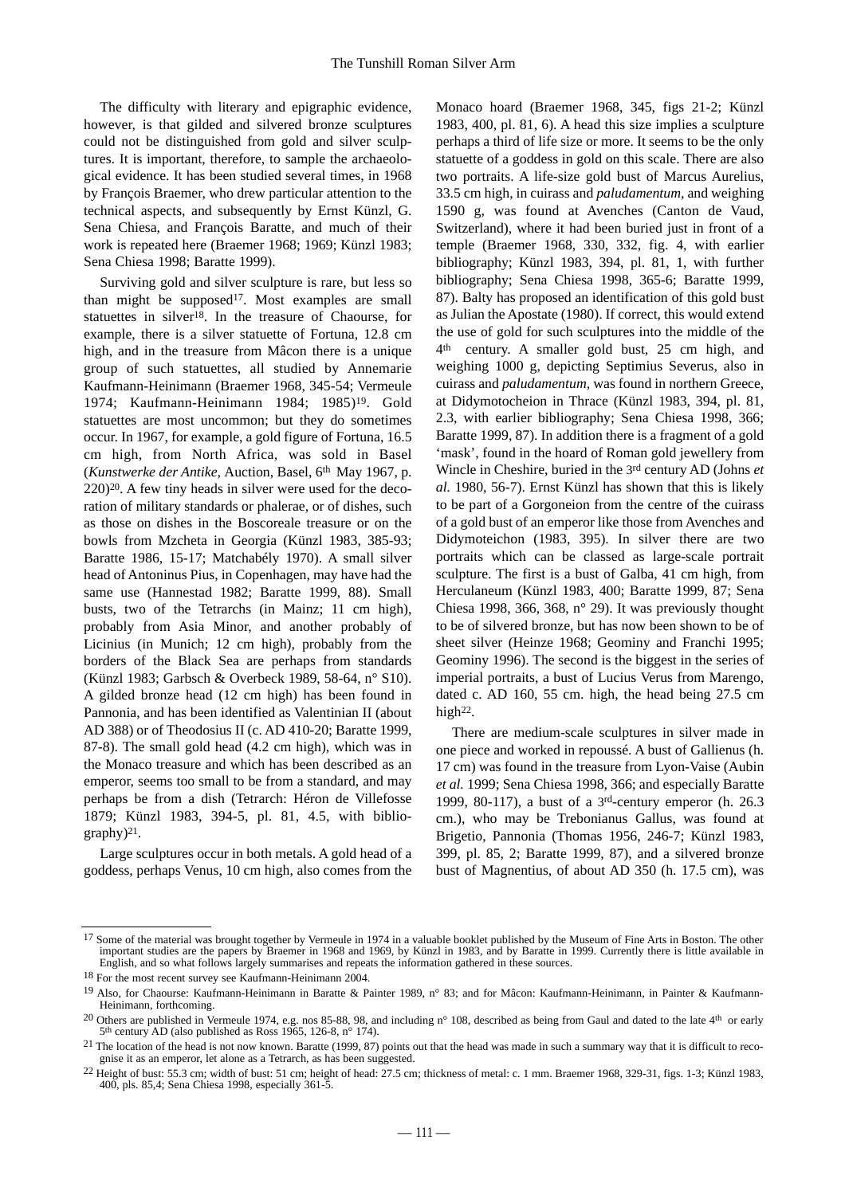The difficulty with literary and epigraphic evidence, however, is that gilded and silvered bronze sculptures could not be distinguished from gold and silver sculptures. It is important, therefore, to sample the archaeological evidence. It has been studied several times, in 1968 by François Braemer, who drew particular attention to the technical aspects, and subsequently by Ernst Künzl, G. Sena Chiesa, and François Baratte, and much of their work is repeated here (Braemer 1968; 1969; Künzl 1983; Sena Chiesa 1998; Baratte 1999).

Surviving gold and silver sculpture is rare, but less so than might be supposed[17]. Most examples are small statuettes in silver[18]. In the treasure of Chaourse, for example, there is a silver statuette of Fortuna, 12.8 cm high, and in the treasure from Mâcon there is a unique group of such statuettes, all studied by Annemarie Kaufmann-Heinimann (Braemer 1968, 345-54; Vermeule 1974; Kaufmann-Heinimann 1984; 1985)[19]. Gold statuettes are most uncommon; but they do sometimes occur. In 1967, for example, a gold figure of Fortuna, 16.5 cm high, from North Africa, was sold in Basel (*Kunstwerke der Antike*, Auction, Basel, 6th May 1967, p. 220)[20]. A few tiny heads in silver were used for the decoration of military standards or phalerae, or of dishes, such as those on dishes in the Boscoreale treasure or on the bowls from Mzcheta in Georgia (Künzl 1983, 385-93; Baratte 1986, 15-17; Matchabély 1970). A small silver head of Antoninus Pius, in Copenhagen, may have had the same use (Hannestad 1982; Baratte 1999, 88). Small busts, two of the Tetrarchs (in Mainz; 11 cm high), probably from Asia Minor, and another probably of Licinius (in Munich; 12 cm high), probably from the borders of the Black Sea are perhaps from standards (Künzl 1983; Garbsch & Overbeck 1989, 58-64, n° S10). A gilded bronze head (12 cm high) has been found in Pannonia, and has been identified as Valentinian II (about AD 388) or of Theodosius II (c. AD 410-20; Baratte 1999, 87-8). The small gold head (4.2 cm high), which was in the Monaco treasure and which has been described as an emperor, seems too small to be from a standard, and may perhaps be from a dish (Tetrarch: Héron de Villefosse 1879; Künzl 1983, 394-5, pl. 81, 4.5, with bibliography)[21].

Large sculptures occur in both metals. A gold head of a goddess, perhaps Venus, 10 cm high, also comes from the Monaco hoard (Braemer 1968, 345, figs 21-2; Künzl 1983, 400, pl. 81, 6). A head this size implies a sculpture perhaps a third of life size or more. It seems to be the only statuette of a goddess in gold on this scale. There are also two portraits. A life-size gold bust of Marcus Aurelius, 33.5 cm high, in cuirass and *paludamentum*, and weighing 1590 g, was found at Avenches (Canton de Vaud, Switzerland), where it had been buried just in front of a temple (Braemer 1968, 330, 332, fig. 4, with earlier bibliography; Künzl 1983, 394, pl. 81, 1, with further bibliography; Sena Chiesa 1998, 365-6; Baratte 1999, 87). Balty has proposed an identification of this gold bust as Julian the Apostate (1980). If correct, this would extend the use of gold for such sculptures into the middle of the 4th century. A smaller gold bust, 25 cm high, and weighing 1000 g, depicting Septimius Severus, also in cuirass and *paludamentum*, was found in northern Greece, at Didymotocheion in Thrace (Künzl 1983, 394, pl. 81, 2.3, with earlier bibliography; Sena Chiesa 1998, 366; Baratte 1999, 87). In addition there is a fragment of a gold 'mask', found in the hoard of Roman gold jewellery from Wincle in Cheshire, buried in the 3rd century AD (Johns *et al.* 1980, 56-7). Ernst Künzl has shown that this is likely to be part of a Gorgoneion from the centre of the cuirass of a gold bust of an emperor like those from Avenches and Didymoteichon (1983, 395). In silver there are two portraits which can be classed as large-scale portrait sculpture. The first is a bust of Galba, 41 cm high, from Herculaneum (Künzl 1983, 400; Baratte 1999, 87; Sena Chiesa 1998, 366, 368, n° 29). It was previously thought to be of silvered bronze, but has now been shown to be of sheet silver (Heinze 1968; Geominy and Franchi 1995; Geominy 1996). The second is the biggest in the series of imperial portraits, a bust of Lucius Verus from Marengo, dated c. AD 160, 55 cm. high, the head being 27.5 cm high[22].

There are medium-scale sculptures in silver made in one piece and worked in repoussé. A bust of Gallienus (h. 17 cm) was found in the treasure from Lyon-Vaise (Aubin *et al.* 1999; Sena Chiesa 1998, 366; and especially Baratte 1999, 80-117), a bust of a 3rd-century emperor (h. 26.3 cm.), who may be Trebonianus Gallus, was found at Brigetio, Pannonia (Thomas 1956, 246-7; Künzl 1983, 399, pl. 85, 2; Baratte 1999, 87), and a silvered bronze bust of Magnentius, of about AD 350 (h. 17.5 cm), was

---

[17] Some of the material was brought together by Vermeule in 1974 in a valuable booklet published by the Museum of Fine Arts in Boston. The other important studies are the papers by Braemer in 1968 and 1969, by Künzl in 1983, and by Baratte in 1999. Currently there is little available in English, and so what follows largely summarises and repeats the information gathered in these sources.

[18] For the most recent survey see Kaufmann-Heinimann 2004.

[19] Also, for Chaourse: Kaufmann-Heinimann in Baratte & Painter 1989, n° 83; and for Mâcon: Kaufmann-Heinimann, in Painter & Kaufmann-Heinimann, forthcoming.

[20] Others are published in Vermeule 1974, e.g. nos 85-88, 98, and including n° 108, described as being from Gaul and dated to the late 4th or early 5th century AD (also published as Ross 1965, 126-8, n° 174).

[21] The location of the head is not now known. Baratte (1999, 87) points out that the head was made in such a summary way that it is difficult to recognise it as an emperor, let alone as a Tetrarch, as has been suggested.

[22] Height of bust: 55.3 cm; width of bust: 51 cm; height of head: 27.5 cm; thickness of metal: c. 1 mm. Braemer 1968, 329-31, figs. 1-3; Künzl 1983, 400, pls. 85,4; Sena Chiesa 1998, especially 361-5.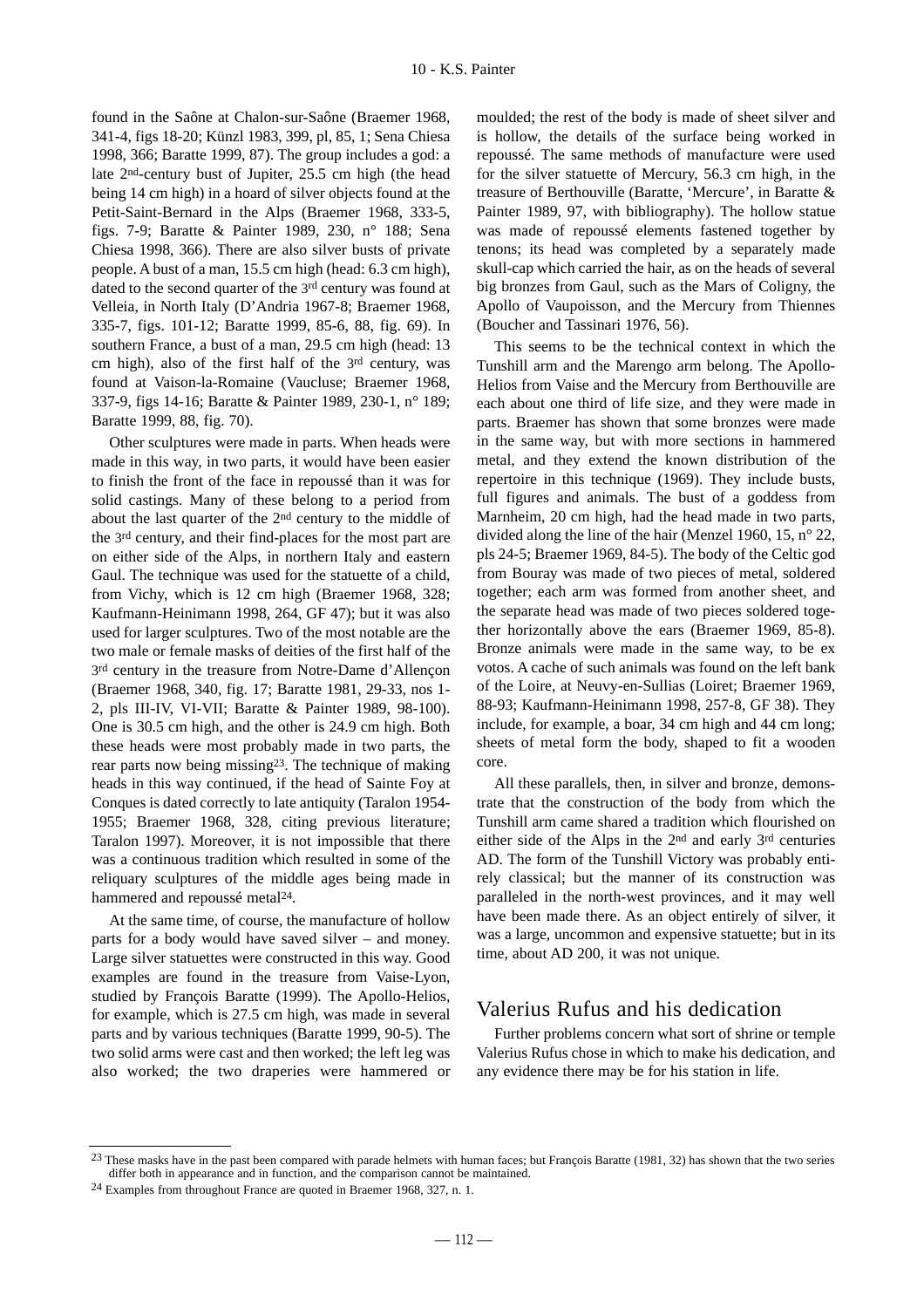found in the Saône at Chalon-sur-Saône (Braemer 1968, 341-4, figs 18-20; Künzl 1983, 399, pl, 85, 1; Sena Chiesa 1998, 366; Baratte 1999, 87). The group includes a god: a late 2nd-century bust of Jupiter, 25.5 cm high (the head being 14 cm high) in a hoard of silver objects found at the Petit-Saint-Bernard in the Alps (Braemer 1968, 333-5, figs. 7-9; Baratte & Painter 1989, 230, n° 188; Sena Chiesa 1998, 366). There are also silver busts of private people. A bust of a man, 15.5 cm high (head: 6.3 cm high), dated to the second quarter of the 3rd century was found at Velleia, in North Italy (D'Andria 1967-8; Braemer 1968, 335-7, figs. 101-12; Baratte 1999, 85-6, 88, fig. 69). In southern France, a bust of a man, 29.5 cm high (head: 13 cm high), also of the first half of the 3rd century, was found at Vaison-la-Romaine (Vaucluse; Braemer 1968, 337-9, figs 14-16; Baratte & Painter 1989, 230-1, n° 189; Baratte 1999, 88, fig. 70).

Other sculptures were made in parts. When heads were made in this way, in two parts, it would have been easier to finish the front of the face in repoussé than it was for solid castings. Many of these belong to a period from about the last quarter of the 2nd century to the middle of the 3rd century, and their find-places for the most part are on either side of the Alps, in northern Italy and eastern Gaul. The technique was used for the statuette of a child, from Vichy, which is 12 cm high (Braemer 1968, 328; Kaufmann-Heinimann 1998, 264, GF 47); but it was also used for larger sculptures. Two of the most notable are the two male or female masks of deities of the first half of the 3rd century in the treasure from Notre-Dame d'Allençon (Braemer 1968, 340, fig. 17; Baratte 1981, 29-33, nos 1-2, pls III-IV, VI-VII; Baratte & Painter 1989, 98-100). One is 30.5 cm high, and the other is 24.9 cm high. Both these heads were most probably made in two parts, the rear parts now being missing[23]. The technique of making heads in this way continued, if the head of Sainte Foy at Conques is dated correctly to late antiquity (Taralon 1954-1955; Braemer 1968, 328, citing previous literature; Taralon 1997). Moreover, it is not impossible that there was a continuous tradition which resulted in some of the reliquary sculptures of the middle ages being made in hammered and repoussé metal[24].

At the same time, of course, the manufacture of hollow parts for a body would have saved silver – and money. Large silver statuettes were constructed in this way. Good examples are found in the treasure from Vaise-Lyon, studied by François Baratte (1999). The Apollo-Helios, for example, which is 27.5 cm high, was made in several parts and by various techniques (Baratte 1999, 90-5). The two solid arms were cast and then worked; the left leg was also worked; the two draperies were hammered or moulded; the rest of the body is made of sheet silver and is hollow, the details of the surface being worked in repoussé. The same methods of manufacture were used for the silver statuette of Mercury, 56.3 cm high, in the treasure of Berthouville (Baratte, 'Mercure', in Baratte & Painter 1989, 97, with bibliography). The hollow statue was made of repoussé elements fastened together by tenons; its head was completed by a separately made skull-cap which carried the hair, as on the heads of several big bronzes from Gaul, such as the Mars of Coligny, the Apollo of Vaupoisson, and the Mercury from Thiennes (Boucher and Tassinari 1976, 56).

This seems to be the technical context in which the Tunshill arm and the Marengo arm belong. The Apollo-Helios from Vaise and the Mercury from Berthouville are each about one third of life size, and they were made in parts. Braemer has shown that some bronzes were made in the same way, but with more sections in hammered metal, and they extend the known distribution of the repertoire in this technique (1969). They include busts, full figures and animals. The bust of a goddess from Marnheim, 20 cm high, had the head made in two parts, divided along the line of the hair (Menzel 1960, 15, n° 22, pls 24-5; Braemer 1969, 84-5). The body of the Celtic god from Bouray was made of two pieces of metal, soldered together; each arm was formed from another sheet, and the separate head was made of two pieces soldered together horizontally above the ears (Braemer 1969, 85-8). Bronze animals were made in the same way, to be ex votos. A cache of such animals was found on the left bank of the Loire, at Neuvy-en-Sullias (Loiret; Braemer 1969, 88-93; Kaufmann-Heinimann 1998, 257-8, GF 38). They include, for example, a boar, 34 cm high and 44 cm long; sheets of metal form the body, shaped to fit a wooden core.

All these parallels, then, in silver and bronze, demonstrate that the construction of the body from which the Tunshill arm came shared a tradition which flourished on either side of the Alps in the 2nd and early 3rd centuries AD. The form of the Tunshill Victory was probably entirely classical; but the manner of its construction was paralleled in the north-west provinces, and it may well have been made there. As an object entirely of silver, it was a large, uncommon and expensive statuette; but in its time, about AD 200, it was not unique.

## Valerius Rufus and his dedication

Further problems concern what sort of shrine or temple Valerius Rufus chose in which to make his dedication, and any evidence there may be for his station in life.

---

[23] These masks have in the past been compared with parade helmets with human faces; but François Baratte (1981, 32) has shown that the two series differ both in appearance and in function, and the comparison cannot be maintained.

[24] Examples from throughout France are quoted in Braemer 1968, 327, n. 1.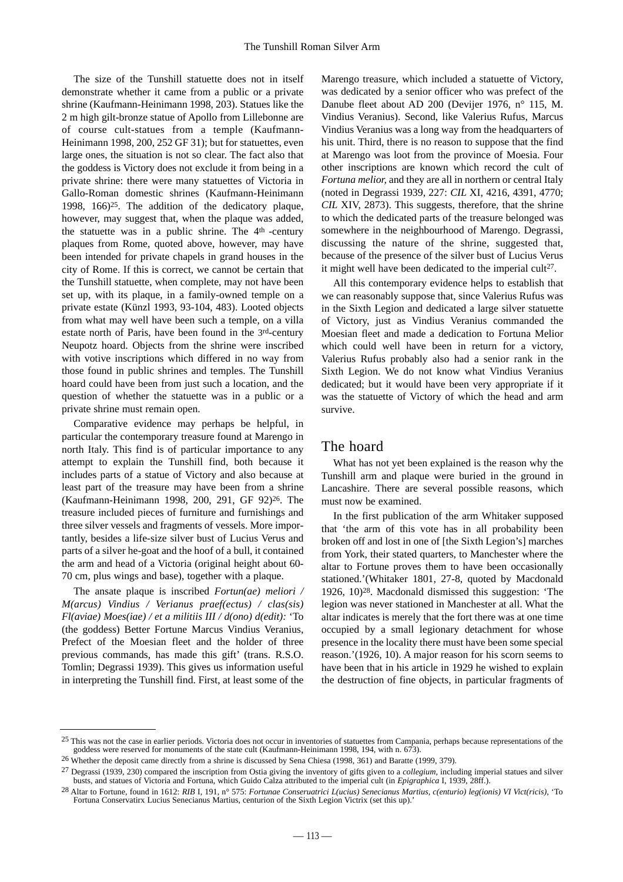The size of the Tunshill statuette does not in itself demonstrate whether it came from a public or a private shrine (Kaufmann-Heinimann 1998, 203). Statues like the 2 m high gilt-bronze statue of Apollo from Lillebonne are of course cult-statues from a temple (Kaufmann-Heinimann 1998, 200, 252 GF 31); but for statuettes, even large ones, the situation is not so clear. The fact also that the goddess is Victory does not exclude it from being in a private shrine: there were many statuettes of Victoria in Gallo-Roman domestic shrines (Kaufmann-Heinimann 1998, 166)[25]. The addition of the dedicatory plaque, however, may suggest that, when the plaque was added, the statuette was in a public shrine. The 4th -century plaques from Rome, quoted above, however, may have been intended for private chapels in grand houses in the city of Rome. If this is correct, we cannot be certain that the Tunshill statuette, when complete, may not have been set up, with its plaque, in a family-owned temple on a private estate (Künzl 1993, 93-104, 483). Looted objects from what may well have been such a temple, on a villa estate north of Paris, have been found in the 3rd-century Neupotz hoard. Objects from the shrine were inscribed with votive inscriptions which differed in no way from those found in public shrines and temples. The Tunshill hoard could have been from just such a location, and the question of whether the statuette was in a public or a private shrine must remain open.

Comparative evidence may perhaps be helpful, in particular the contemporary treasure found at Marengo in north Italy. This find is of particular importance to any attempt to explain the Tunshill find, both because it includes parts of a statue of Victory and also because at least part of the treasure may have been from a shrine (Kaufmann-Heinimann 1998, 200, 291, GF 92)[26]. The treasure included pieces of furniture and furnishings and three silver vessels and fragments of vessels. More importantly, besides a life-size silver bust of Lucius Verus and parts of a silver he-goat and the hoof of a bull, it contained the arm and head of a Victoria (original height about 60-70 cm, plus wings and base), together with a plaque.

The ansate plaque is inscribed *Fortun(ae) meliori / M(arcus) Vindius / Verianus praef(ectus) / clas(sis) Fl(aviae) Moes(iae) / et a militiis III / d(ono) d(edit):* 'To (the goddess) Better Fortune Marcus Vindius Veranius, Prefect of the Moesian fleet and the holder of three previous commands, has made this gift' (trans. R.S.O. Tomlin; Degrassi 1939). This gives us information useful in interpreting the Tunshill find. First, at least some of the Marengo treasure, which included a statuette of Victory, was dedicated by a senior officer who was prefect of the Danube fleet about AD 200 (Devijer 1976, n° 115, M. Vindius Veranius). Second, like Valerius Rufus, Marcus Vindius Veranius was a long way from the headquarters of his unit. Third, there is no reason to suppose that the find at Marengo was loot from the province of Moesia. Four other inscriptions are known which record the cult of *Fortuna melior,* and they are all in northern or central Italy (noted in Degrassi 1939, 227: *CIL* XI, 4216, 4391, 4770; *CIL* XIV, 2873). This suggests, therefore, that the shrine to which the dedicated parts of the treasure belonged was somewhere in the neighbourhood of Marengo. Degrassi, discussing the nature of the shrine, suggested that, because of the presence of the silver bust of Lucius Verus it might well have been dedicated to the imperial cult[27].

All this contemporary evidence helps to establish that we can reasonably suppose that, since Valerius Rufus was in the Sixth Legion and dedicated a large silver statuette of Victory, just as Vindius Veranius commanded the Moesian fleet and made a dedication to Fortuna Melior which could well have been in return for a victory, Valerius Rufus probably also had a senior rank in the Sixth Legion. We do not know what Vindius Veranius dedicated; but it would have been very appropriate if it was the statuette of Victory of which the head and arm survive.

## The hoard

What has not yet been explained is the reason why the Tunshill arm and plaque were buried in the ground in Lancashire. There are several possible reasons, which must now be examined.

In the first publication of the arm Whitaker supposed that 'the arm of this vote has in all probability been broken off and lost in one of [the Sixth Legion's] marches from York, their stated quarters, to Manchester where the altar to Fortune proves them to have been occasionally stationed.'(Whitaker 1801, 27-8, quoted by Macdonald 1926, 10)[28]. Macdonald dismissed this suggestion: 'The legion was never stationed in Manchester at all. What the altar indicates is merely that the fort there was at one time occupied by a small legionary detachment for whose presence in the locality there must have been some special reason.'(1926, 10). A major reason for his scorn seems to have been that in his article in 1929 he wished to explain the destruction of fine objects, in particular fragments of

---

[25] This was not the case in earlier periods. Victoria does not occur in inventories of statuettes from Campania, perhaps because representations of the goddess were reserved for monuments of the state cult (Kaufmann-Heinimann 1998, 194, with n. 673).

[26] Whether the deposit came directly from a shrine is discussed by Sena Chiesa (1998, 361) and Baratte (1999, 379).

[27] Degrassi (1939, 230) compared the inscription from Ostia giving the inventory of gifts given to a *collegium*, including imperial statues and silver busts, and statues of Victoria and Fortuna, which Guido Calza attributed to the imperial cult (in *Epigraphica* I, 1939, 28ff.).

[28] Altar to Fortune, found in 1612: *RIB* I, 191, n° 575: *Fortunae Conseruatrici L(ucius) Senecianus Martius, c(enturio) leg(ionis) VI Vict(ricis)*, 'To Fortuna Conservatirx Lucius Senecianus Martius, centurion of the Sixth Legion Victrix (set this up).'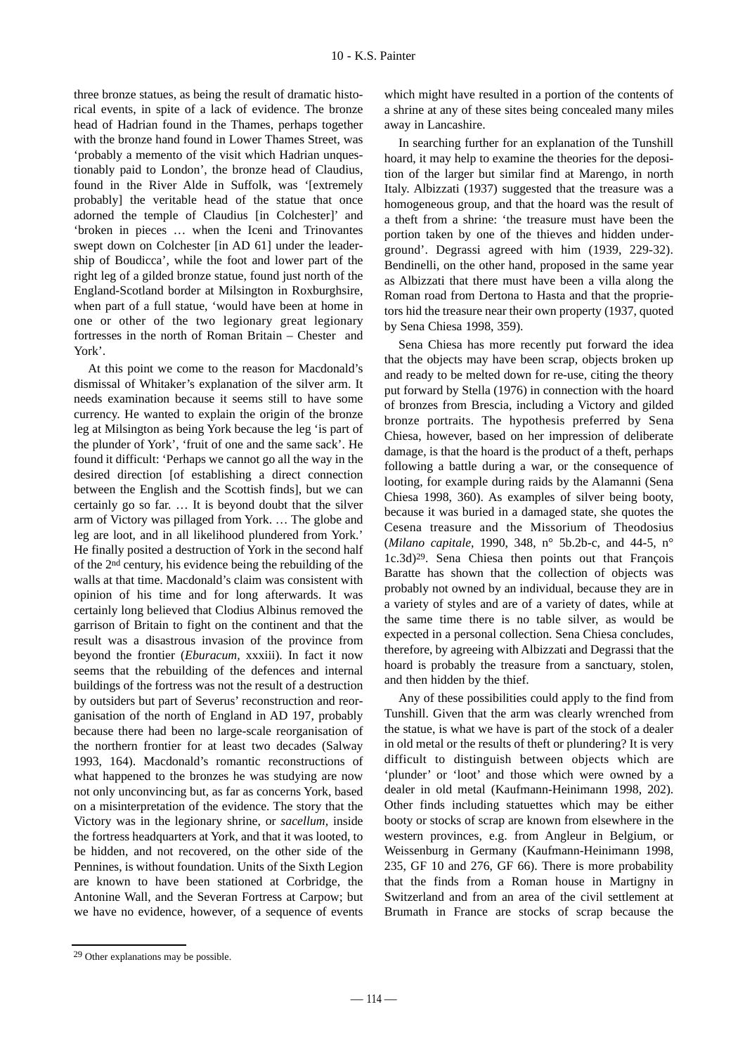three bronze statues, as being the result of dramatic historical events, in spite of a lack of evidence. The bronze head of Hadrian found in the Thames, perhaps together with the bronze hand found in Lower Thames Street, was 'probably a memento of the visit which Hadrian unquestionably paid to London', the bronze head of Claudius, found in the River Alde in Suffolk, was '[extremely probably] the veritable head of the statue that once adorned the temple of Claudius [in Colchester]' and 'broken in pieces … when the Iceni and Trinovantes swept down on Colchester [in AD 61] under the leadership of Boudicca', while the foot and lower part of the right leg of a gilded bronze statue, found just north of the England-Scotland border at Milsington in Roxburghsire, when part of a full statue, 'would have been at home in one or other of the two legionary great legionary fortresses in the north of Roman Britain – Chester and York'.

At this point we come to the reason for Macdonald's dismissal of Whitaker's explanation of the silver arm. It needs examination because it seems still to have some currency. He wanted to explain the origin of the bronze leg at Milsington as being York because the leg 'is part of the plunder of York', 'fruit of one and the same sack'. He found it difficult: 'Perhaps we cannot go all the way in the desired direction [of establishing a direct connection between the English and the Scottish finds], but we can certainly go so far. … It is beyond doubt that the silver arm of Victory was pillaged from York. … The globe and leg are loot, and in all likelihood plundered from York.' He finally posited a destruction of York in the second half of the 2nd century, his evidence being the rebuilding of the walls at that time. Macdonald's claim was consistent with opinion of his time and for long afterwards. It was certainly long believed that Clodius Albinus removed the garrison of Britain to fight on the continent and that the result was a disastrous invasion of the province from beyond the frontier (*Eburacum*, xxxiii). In fact it now seems that the rebuilding of the defences and internal buildings of the fortress was not the result of a destruction by outsiders but part of Severus' reconstruction and reorganisation of the north of England in AD 197, probably because there had been no large-scale reorganisation of the northern frontier for at least two decades (Salway 1993, 164). Macdonald's romantic reconstructions of what happened to the bronzes he was studying are now not only unconvincing but, as far as concerns York, based on a misinterpretation of the evidence. The story that the Victory was in the legionary shrine, or *sacellum*, inside the fortress headquarters at York, and that it was looted, to be hidden, and not recovered, on the other side of the Pennines, is without foundation. Units of the Sixth Legion are known to have been stationed at Corbridge, the Antonine Wall, and the Severan Fortress at Carpow; but we have no evidence, however, of a sequence of events which might have resulted in a portion of the contents of a shrine at any of these sites being concealed many miles away in Lancashire.

In searching further for an explanation of the Tunshill hoard, it may help to examine the theories for the deposition of the larger but similar find at Marengo, in north Italy. Albizzati (1937) suggested that the treasure was a homogeneous group, and that the hoard was the result of a theft from a shrine: 'the treasure must have been the portion taken by one of the thieves and hidden underground'. Degrassi agreed with him (1939, 229-32). Bendinelli, on the other hand, proposed in the same year as Albizzati that there must have been a villa along the Roman road from Dertona to Hasta and that the proprietors hid the treasure near their own property (1937, quoted by Sena Chiesa 1998, 359).

Sena Chiesa has more recently put forward the idea that the objects may have been scrap, objects broken up and ready to be melted down for re-use, citing the theory put forward by Stella (1976) in connection with the hoard of bronzes from Brescia, including a Victory and gilded bronze portraits. The hypothesis preferred by Sena Chiesa, however, based on her impression of deliberate damage, is that the hoard is the product of a theft, perhaps following a battle during a war, or the consequence of looting, for example during raids by the Alamanni (Sena Chiesa 1998, 360). As examples of silver being booty, because it was buried in a damaged state, she quotes the Cesena treasure and the Missorium of Theodosius (*Milano capitale*, 1990, 348, n° 5b.2b-c, and 44-5, n° 1c.3d)[29]. Sena Chiesa then points out that François Baratte has shown that the collection of objects was probably not owned by an individual, because they are in a variety of styles and are of a variety of dates, while at the same time there is no table silver, as would be expected in a personal collection. Sena Chiesa concludes, therefore, by agreeing with Albizzati and Degrassi that the hoard is probably the treasure from a sanctuary, stolen, and then hidden by the thief.

Any of these possibilities could apply to the find from Tunshill. Given that the arm was clearly wrenched from the statue, is what we have is part of the stock of a dealer in old metal or the results of theft or plundering? It is very difficult to distinguish between objects which are 'plunder' or 'loot' and those which were owned by a dealer in old metal (Kaufmann-Heinimann 1998, 202). Other finds including statuettes which may be either booty or stocks of scrap are known from elsewhere in the western provinces, e.g. from Angleur in Belgium, or Weissenburg in Germany (Kaufmann-Heinimann 1998, 235, GF 10 and 276, GF 66). There is more probability that the finds from a Roman house in Martigny in Switzerland and from an area of the civil settlement at Brumath in France are stocks of scrap because the

[29] Other explanations may be possible.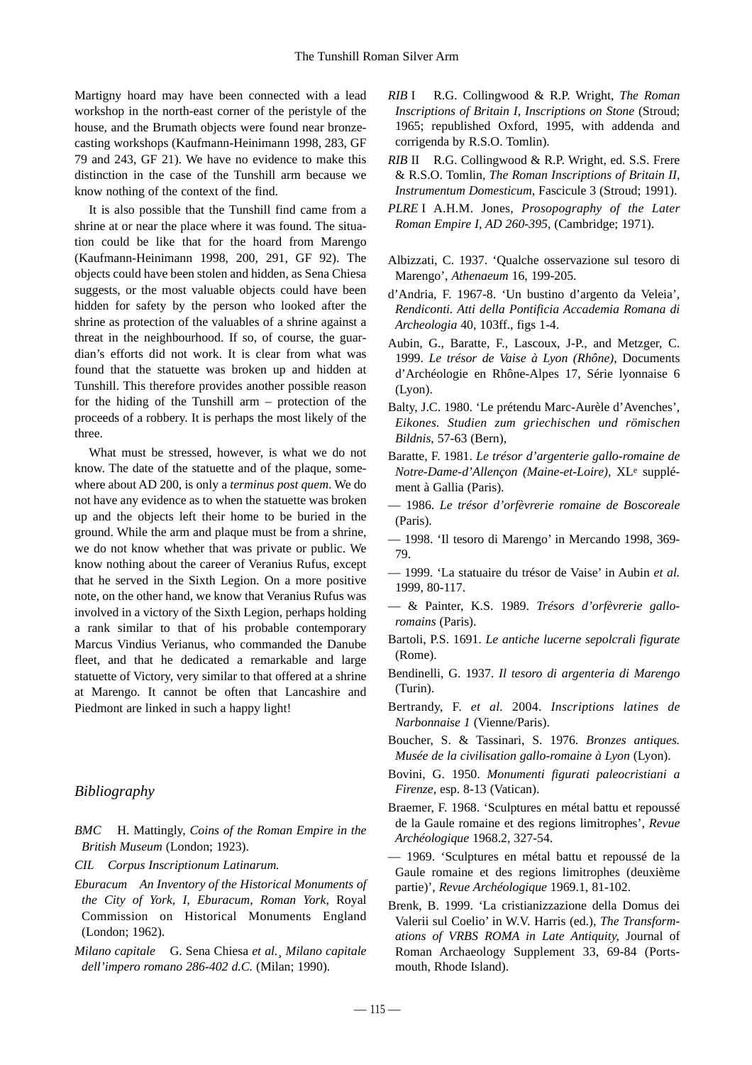Martigny hoard may have been connected with a lead workshop in the north-east corner of the peristyle of the house, and the Brumath objects were found near bronze-casting workshops (Kaufmann-Heinimann 1998, 283, GF 79 and 243, GF 21). We have no evidence to make this distinction in the case of the Tunshill arm because we know nothing of the context of the find.

It is also possible that the Tunshill find came from a shrine at or near the place where it was found. The situation could be like that for the hoard from Marengo (Kaufmann-Heinimann 1998, 200, 291, GF 92). The objects could have been stolen and hidden, as Sena Chiesa suggests, or the most valuable objects could have been hidden for safety by the person who looked after the shrine as protection of the valuables of a shrine against a threat in the neighbourhood. If so, of course, the guardian's efforts did not work. It is clear from what was found that the statuette was broken up and hidden at Tunshill. This therefore provides another possible reason for the hiding of the Tunshill arm – protection of the proceeds of a robbery. It is perhaps the most likely of the three.

What must be stressed, however, is what we do not know. The date of the statuette and of the plaque, somewhere about AD 200, is only a *terminus post quem*. We do not have any evidence as to when the statuette was broken up and the objects left their home to be buried in the ground. While the arm and plaque must be from a shrine, we do not know whether that was private or public. We know nothing about the career of Veranius Rufus, except that he served in the Sixth Legion. On a more positive note, on the other hand, we know that Veranius Rufus was involved in a victory of the Sixth Legion, perhaps holding a rank similar to that of his probable contemporary Marcus Vindius Verianus, who commanded the Danube fleet, and that he dedicated a remarkable and large statuette of Victory, very similar to that offered at a shrine at Marengo. It cannot be often that Lancashire and Piedmont are linked in such a happy light!

## *Bibliography*

*BMC* H. Mattingly, *Coins of the Roman Empire in the British Museum* (London; 1923).

*CIL* *Corpus Inscriptionum Latinarum.*

*Eburacum* *An Inventory of the Historical Monuments of the City of York, I, Eburacum, Roman York,* Royal Commission on Historical Monuments England (London; 1962).

*Milano capitale* G. Sena Chiesa *et al.*¸ *Milano capitale dell'impero romano 286-402 d.C.* (Milan; 1990).

*RIB* I R.G. Collingwood & R.P. Wright, *The Roman Inscriptions of Britain I, Inscriptions on Stone* (Stroud; 1965; republished Oxford, 1995, with addenda and corrigenda by R.S.O. Tomlin).

*RIB* II R.G. Collingwood & R.P. Wright, ed. S.S. Frere & R.S.O. Tomlin, *The Roman Inscriptions of Britain II, Instrumentum Domesticum,* Fascicule 3 (Stroud; 1991).

*PLRE* I A.H.M. Jones, *Prosopography of the Later Roman Empire I, AD 260-395,* (Cambridge; 1971).

Albizzati, C. 1937. 'Qualche osservazione sul tesoro di Marengo', *Athenaeum* 16, 199-205.

d'Andria, F. 1967-8. 'Un bustino d'argento da Veleia', *Rendiconti. Atti della Pontificia Accademia Romana di Archeologia* 40, 103ff., figs 1-4.

Aubin, G., Baratte, F., Lascoux, J-P., and Metzger, C. 1999. *Le trésor de Vaise à Lyon (Rhône),* Documents d'Archéologie en Rhône-Alpes 17, Série lyonnaise 6 (Lyon).

Balty, J.C. 1980. 'Le prétendu Marc-Aurèle d'Avenches', *Eikones. Studien zum griechischen und römischen Bildnis*, 57-63 (Bern),

Baratte, F. 1981. *Le trésor d'argenterie gallo-romaine de Notre-Dame-d'Allençon (Maine-et-Loire),* XLe supplément à Gallia (Paris).

— 1986. *Le trésor d'orfèvrerie romaine de Boscoreale* (Paris).

— 1998. 'Il tesoro di Marengo' in Mercando 1998, 369-79.

— 1999. 'La statuaire du trésor de Vaise' in Aubin *et al.* 1999, 80-117.

— & Painter, K.S. 1989. *Trésors d'orfèvrerie gallo-romains* (Paris).

Bartoli, P.S. 1691. *Le antiche lucerne sepolcrali figurate* (Rome).

Bendinelli, G. 1937. *Il tesoro di argenteria di Marengo* (Turin).

Bertrandy, F. *et al.* 2004. *Inscriptions latines de Narbonnaise 1* (Vienne/Paris).

Boucher, S. & Tassinari, S. 1976. *Bronzes antiques. Musée de la civilisation gallo-romaine à Lyon* (Lyon).

Bovini, G. 1950. *Monumenti figurati paleocristiani a Firenze,* esp. 8-13 (Vatican).

Braemer, F. 1968. 'Sculptures en métal battu et repoussé de la Gaule romaine et des regions limitrophes', *Revue Archéologique* 1968.2, 327-54.

— 1969. 'Sculptures en métal battu et repoussé de la Gaule romaine et des regions limitrophes (deuxième partie)', *Revue Archéologique* 1969.1, 81-102.

Brenk, B. 1999. 'La cristianizzazione della Domus dei Valerii sul Coelio' in W.V. Harris (ed.), *The Transformations of VRBS ROMA in Late Antiquity,* Journal of Roman Archaeology Supplement 33, 69-84 (Portsmouth, Rhode Island).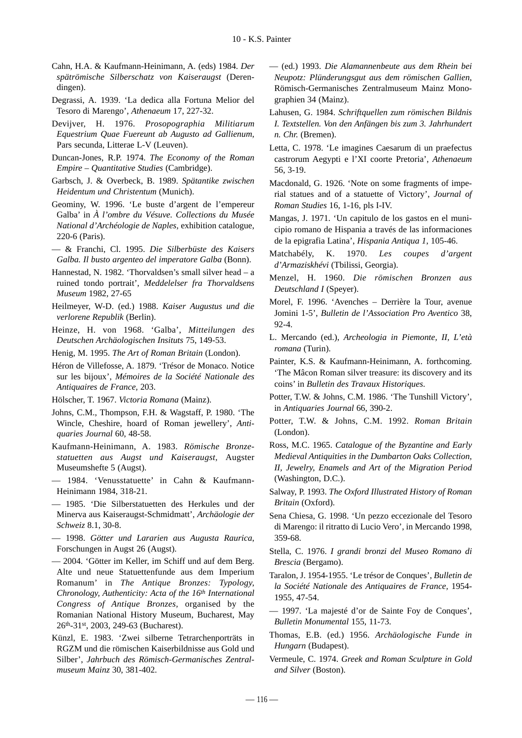Cahn, H.A. & Kaufmann-Heinimann, A. (eds) 1984. *Der spätrömische Silberschatz von Kaiseraugst* (Derendingen).

Degrassi, A. 1939. 'La dedica alla Fortuna Melior del Tesoro di Marengo', *Athenaeum* 17, 227-32.

Devijver, H. 1976. *Prosopographia Militiarum Equestrium Quae Fuereunt ab Augusto ad Gallienum,* Pars secunda, Litterae L-V (Leuven).

Duncan-Jones, R.P. 1974. *The Economy of the Roman Empire – Quantitative Studies* (Cambridge).

Garbsch, J. & Overbeck, B. 1989. *Spätantike zwischen Heidentum und Christentum* (Munich).

Geominy, W. 1996. 'Le buste d'argent de l'empereur Galba' in *À l'ombre du Vésuve. Collections du Musée National d'Archéologie de Naples,* exhibition catalogue, 220-6 (Paris).

— & Franchi, Cl. 1995. *Die Silberbüste des Kaisers Galba. Il busto argenteo del imperatore Galba* (Bonn).

Hannestad, N. 1982. 'Thorvaldsen's small silver head – a ruined tondo portrait', *Meddelelser fra Thorvaldsens Museum* 1982, 27-65

Heilmeyer, W-D. (ed.) 1988. *Kaiser Augustus und die verlorene Republik* (Berlin).

Heinze, H. von 1968. 'Galba', *Mitteilungen des Deutschen Archäologischen Insituts* 75, 149-53.

Henig, M. 1995. *The Art of Roman Britain* (London).

Héron de Villefosse, A. 1879. 'Trésor de Monaco. Notice sur les bijoux', *Mémoires de la Société Nationale des Antiquaires de France,* 203.

Hölscher, T. 1967. *Victoria Romana* (Mainz).

Johns, C.M., Thompson, F.H. & Wagstaff, P. 1980. 'The Wincle, Cheshire, hoard of Roman jewellery', *Antiquaries Journal* 60, 48-58.

Kaufmann-Heinimann, A. 1983. *Römische Bronzestatuetten aus Augst und Kaiseraugst,* Augster Museumshefte 5 (Augst).

— 1984. 'Venusstatuette' in Cahn & Kaufmann-Heinimann 1984, 318-21.

— 1985. 'Die Silberstatuetten des Herkules und der Minerva aus Kaiseraugst-Schmidmatt', *Archäologie der Schweiz* 8.1, 30-8.

— 1998. *Götter und Lararien aus Augusta Raurica*, Forschungen in Augst 26 (Augst).

— 2004. 'Götter im Keller, im Schiff und auf dem Berg. Alte und neue Statuettenfunde aus dem Imperium Romanum' in *The Antique Bronzes: Typology, Chronology, Authenticity: Acta of the 16th International Congress of Antique Bronzes,* organised by the Romanian National History Museum, Bucharest, May 26th-31st, 2003, 249-63 (Bucharest).

Künzl, E. 1983. 'Zwei silberne Tetrarchenporträts in RGZM und die römischen Kaiserbildnisse aus Gold und Silber', *Jahrbuch des Römisch-Germanisches Zentralmuseum Mainz* 30, 381-402.

— (ed.) 1993. *Die Alamannenbeute aus dem Rhein bei Neupotz: Plünderungsgut aus dem römischen Gallien*, Römisch-Germanisches Zentralmuseum Mainz Monographien 34 (Mainz).

Lahusen, G. 1984. *Schriftquellen zum römischen Bildnis I. Textstellen. Von den Anfängen bis zum 3. Jahrhundert n. Chr.* (Bremen).

Letta, C. 1978. 'Le imagines Caesarum di un praefectus castrorum Aegypti e l'XI coorte Pretoria', *Athenaeum* 56, 3-19.

Macdonald, G. 1926. 'Note on some fragments of imperial statues and of a statuette of Victory', *Journal of Roman Studies* 16, 1-16, pls I-IV.

Mangas, J. 1971. 'Un capitulo de los gastos en el municipio romano de Hispania a través de las informaciones de la epigrafia Latina', *Hispania Antiqua 1*, 105-46.

Matchabély, K. 1970. *Les coupes d'argent d'Armaziskhévi* (Tbilissi, Georgia).

Menzel, H. 1960. *Die römischen Bronzen aus Deutschland I* (Speyer).

Morel, F. 1996. 'Avenches – Derrière la Tour, avenue Jomini 1-5', *Bulletin de l'Association Pro Aventico* 38, 92-4.

L. Mercando (ed.), *Archeologia in Piemonte, II, L'età romana* (Turin).

Painter, K.S. & Kaufmann-Heinimann, A. forthcoming. 'The Mâcon Roman silver treasure: its discovery and its coins' in *Bulletin des Travaux Historiques.*

Potter, T.W. & Johns, C.M. 1986. 'The Tunshill Victory', in *Antiquaries Journal* 66, 390-2.

Potter, T.W. & Johns, C.M. 1992. *Roman Britain* (London).

Ross, M.C. 1965. *Catalogue of the Byzantine and Early Medieval Antiquities in the Dumbarton Oaks Collection, II, Jewelry, Enamels and Art of the Migration Period* (Washington, D.C.).

Salway, P. 1993. *The Oxford Illustrated History of Roman Britain* (Oxford).

Sena Chiesa, G. 1998. 'Un pezzo eccezionale del Tesoro di Marengo: il ritratto di Lucio Vero', in Mercando 1998, 359-68.

Stella, C. 1976. *I grandi bronzi del Museo Romano di Brescia* (Bergamo).

Taralon, J. 1954-1955. 'Le trésor de Conques', *Bulletin de la Société Nationale des Antiquaires de France,* 1954-1955, 47-54.

— 1997. 'La majesté d'or de Sainte Foy de Conques', *Bulletin Monumental* 155, 11-73.

Thomas, E.B. (ed.) 1956. *Archäologische Funde in Hungarn* (Budapest).

Vermeule, C. 1974. *Greek and Roman Sculpture in Gold and Silver* (Boston).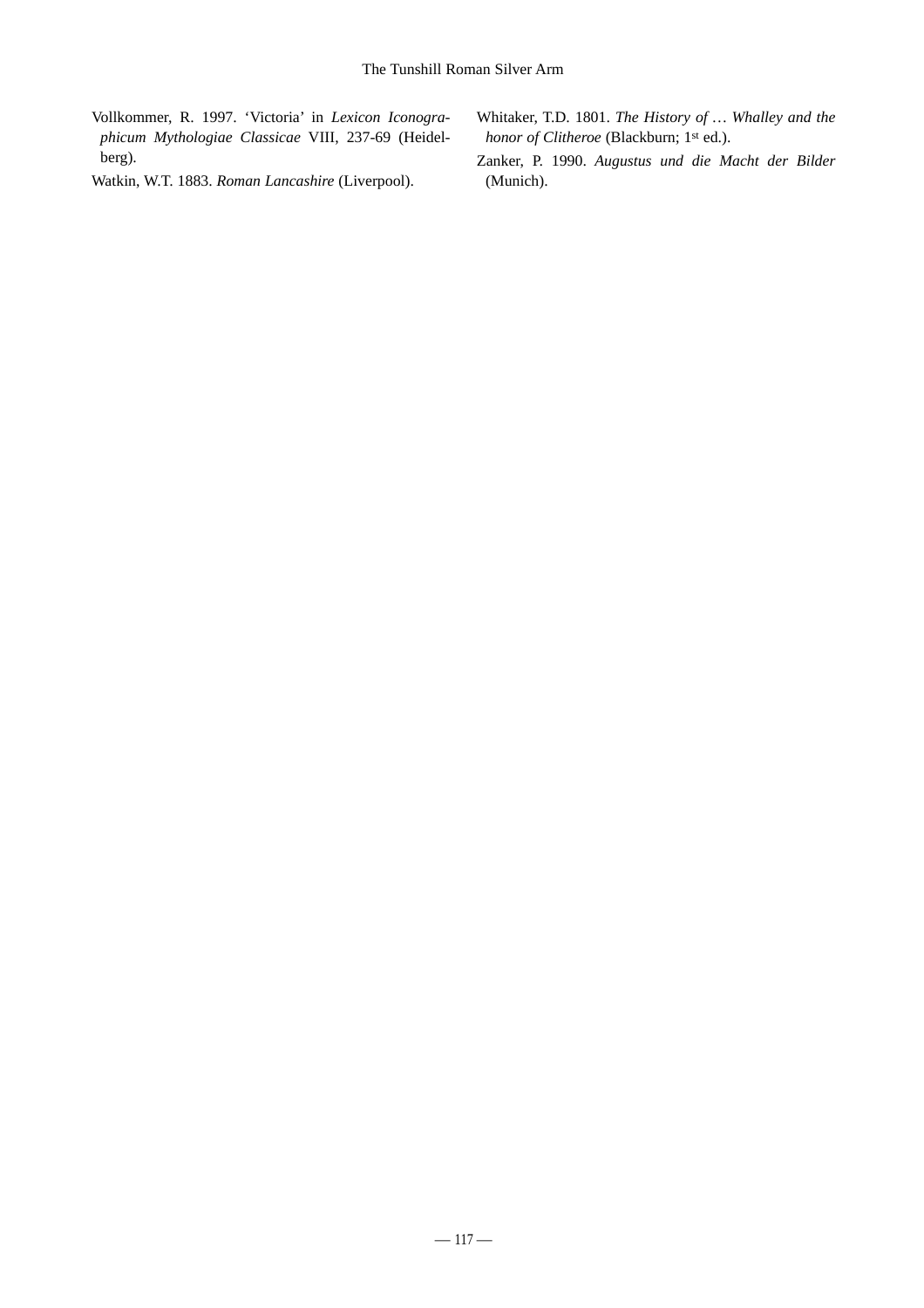Vollkommer, R. 1997. 'Victoria' in *Lexicon Iconographicum Mythologiae Classicae* VIII, 237-69 (Heidelberg).

Watkin, W.T. 1883. *Roman Lancashire* (Liverpool).

Whitaker, T.D. 1801. *The History of … Whalley and the honor of Clitheroe* (Blackburn; 1st ed.).

Zanker, P. 1990. *Augustus und die Macht der Bilder* (Munich).